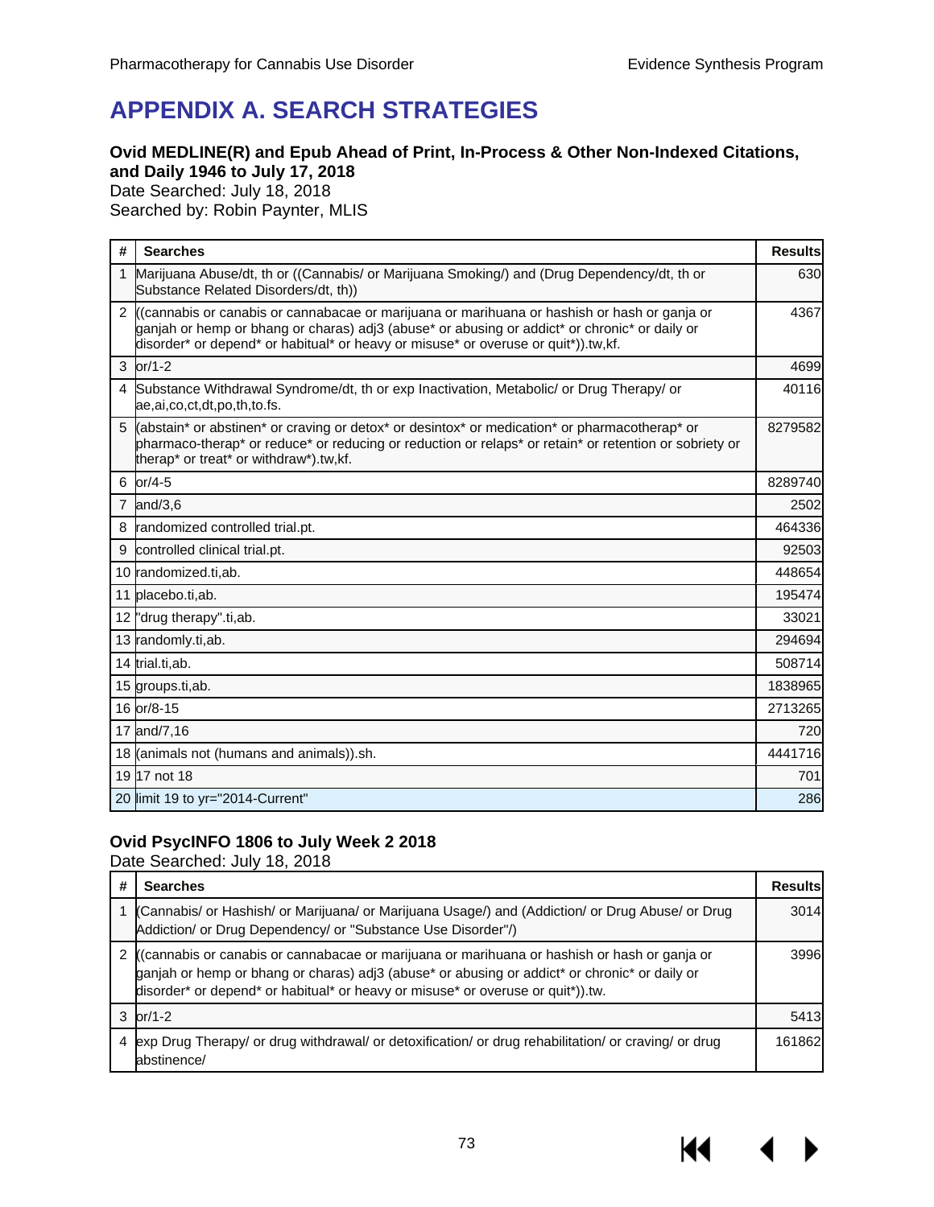# APPENDIX A. SEARCH STRATEGIES

**Ovid MEDLINE(R) and Epub Ahead of Print, In-Process & Other Non-Indexed Citations, and Daily 1946 to July 17, 2018**
Date Searched: July 18, 2018
Searched by: Robin Paynter, MLIS

| # | Searches | Results |
|---|---|---|
| 1 | Marijuana Abuse/dt, th or ((Cannabis/ or Marijuana Smoking/) and (Drug Dependency/dt, th or Substance Related Disorders/dt, th)) | 630 |
| 2 | ((cannabis or canabis or cannabacae or marijuana or marihuana or hashish or hash or ganja or ganjah or hemp or bhang or charas) adj3 (abuse* or abusing or addict* or chronic* or daily or disorder* or depend* or habitual* or heavy or misuse* or overuse or quit*)).tw,kf. | 4367 |
| 3 | or/1-2 | 4699 |
| 4 | Substance Withdrawal Syndrome/dt, th or exp Inactivation, Metabolic/ or Drug Therapy/ or ae,ai,co,ct,dt,po,th,to.fs. | 40116 |
| 5 | (abstain* or abstinen* or craving or detox* or desintox* or medication* or pharmacotherap* or pharmaco-therap* or reduce* or reducing or reduction or relaps* or retain* or retention or sobriety or therap* or treat* or withdraw*).tw,kf. | 8279582 |
| 6 | or/4-5 | 8289740 |
| 7 | and/3,6 | 2502 |
| 8 | randomized controlled trial.pt. | 464336 |
| 9 | controlled clinical trial.pt. | 92503 |
| 10 | randomized.ti,ab. | 448654 |
| 11 | placebo.ti,ab. | 195474 |
| 12 | "drug therapy".ti,ab. | 33021 |
| 13 | randomly.ti,ab. | 294694 |
| 14 | trial.ti,ab. | 508714 |
| 15 | groups.ti,ab. | 1838965 |
| 16 | or/8-15 | 2713265 |
| 17 | and/7,16 | 720 |
| 18 | (animals not (humans and animals)).sh. | 4441716 |
| 19 | 17 not 18 | 701 |
| 20 | limit 19 to yr="2014-Current" | 286 |

**Ovid PsycINFO 1806 to July Week 2 2018**
Date Searched: July 18, 2018

| # | Searches | Results |
|---|---|---|
| 1 | (Cannabis/ or Hashish/ or Marijuana/ or Marijuana Usage/) and (Addiction/ or Drug Abuse/ or Drug Addiction/ or Drug Dependency/ or "Substance Use Disorder"/) | 3014 |
| 2 | ((cannabis or canabis or cannabacae or marijuana or marihuana or hashish or hash or ganja or ganjah or hemp or bhang or charas) adj3 (abuse* or abusing or addict* or chronic* or daily or disorder* or depend* or habitual* or heavy or misuse* or overuse or quit*)).tw. | 3996 |
| 3 | or/1-2 | 5413 |
| 4 | exp Drug Therapy/ or drug withdrawal/ or detoxification/ or drug rehabilitation/ or craving/ or drug abstinence/ | 161862 |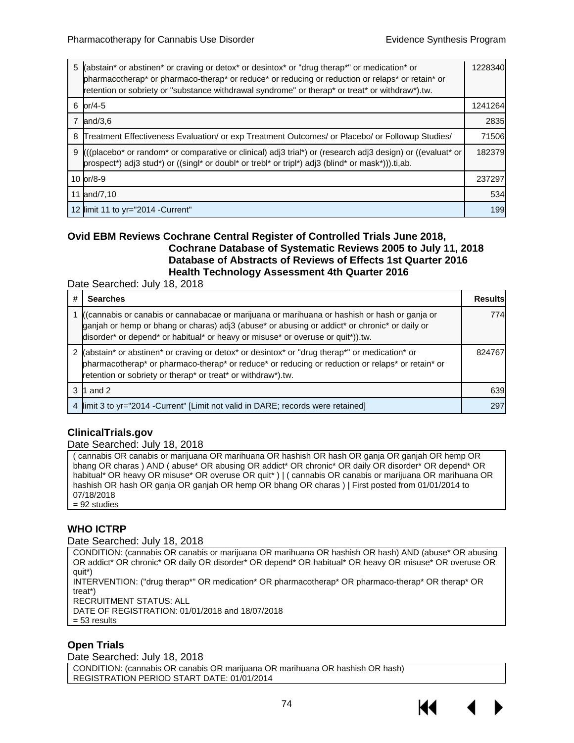| # | Searches | Results |
|---|---|---|
| 5 | (abstain* or abstinen* or craving or detox* or desintox* or "drug therap*" or medication* or pharmacotherap* or pharmaco-therap* or reduce* or reducing or reduction or relaps* or retain* or retention or sobriety or "substance withdrawal syndrome" or therap* or treat* or withdraw*).tw. | 1228340 |
| 6 | or/4-5 | 1241264 |
| 7 | and/3,6 | 2835 |
| 8 | Treatment Effectiveness Evaluation/ or exp Treatment Outcomes/ or Placebo/ or Followup Studies/ | 71506 |
| 9 | (((placebo* or random* or comparative or clinical) adj3 trial*) or (research adj3 design) or ((evaluat* or prospect*) adj3 stud*) or ((singl* or doubl* or trebl* or tripl*) adj3 (blind* or mask*))).ti,ab. | 182379 |
| 10 | or/8-9 | 237297 |
| 11 | and/7,10 | 534 |
| 12 | limit 11 to yr="2014 -Current" | 199 |

### Ovid EBM Reviews Cochrane Central Register of Controlled Trials June 2018, Cochrane Database of Systematic Reviews 2005 to July 11, 2018 Database of Abstracts of Reviews of Effects 1st Quarter 2016 Health Technology Assessment 4th Quarter 2016

Date Searched: July 18, 2018

| # | Searches | Results |
|---|---|---|
| 1 | ((cannabis or canabis or cannabacae or marijuana or marihuana or hashish or hash or ganja or ganjah or hemp or bhang or charas) adj3 (abuse* or abusing or addict* or chronic* or daily or disorder* or depend* or habitual* or heavy or misuse* or overuse or quit*)).tw. | 774 |
| 2 | (abstain* or abstinen* or craving or detox* or desintox* or "drug therap*" or medication* or pharmacotherap* or pharmaco-therap* or reduce* or reducing or reduction or relaps* or retain* or retention or sobriety or therap* or treat* or withdraw*).tw. | 824767 |
| 3 | 1 and 2 | 639 |
| 4 | limit 3 to yr="2014 -Current" [Limit not valid in DARE; records were retained] | 297 |

### ClinicalTrials.gov

Date Searched: July 18, 2018

( cannabis OR canabis or marijuana OR marihuana OR hashish OR hash OR ganja OR ganjah OR hemp OR bhang OR charas ) AND ( abuse* OR abusing OR addict* OR chronic* OR daily OR disorder* OR depend* OR habitual* OR heavy OR misuse* OR overuse OR quit* ) | ( cannabis OR canabis or marijuana OR marihuana OR hashish OR hash OR ganja OR ganjah OR hemp OR bhang OR charas ) | First posted from 01/01/2014 to 07/18/2018
= 92 studies

### WHO ICTRP

Date Searched: July 18, 2018

CONDITION: (cannabis OR canabis or marijuana OR marihuana OR hashish OR hash) AND (abuse* OR abusing OR addict* OR chronic* OR daily OR disorder* OR depend* OR habitual* OR heavy OR misuse* OR overuse OR quit*)
INTERVENTION: ("drug therap*" OR medication* OR pharmacotherap* OR pharmaco-therap* OR therap* OR treat*)
RECRUITMENT STATUS: ALL
DATE OF REGISTRATION: 01/01/2018 and 18/07/2018
= 53 results

### Open Trials

Date Searched: July 18, 2018

CONDITION: (cannabis OR canabis OR marijuana OR marihuana OR hashish OR hash)
REGISTRATION PERIOD START DATE: 01/01/2014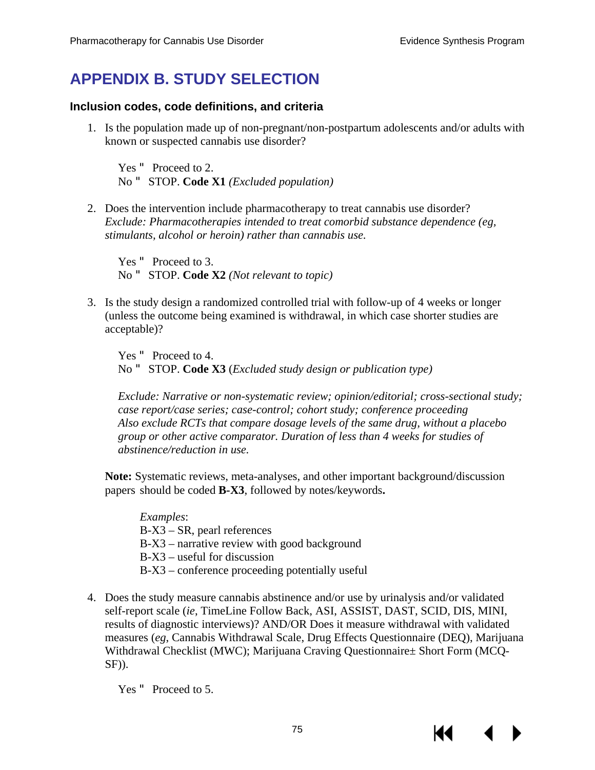# APPENDIX B. STUDY SELECTION

### Inclusion codes, code definitions, and criteria

1. Is the population made up of non-pregnant/non-postpartum adolescents and/or adults with known or suspected cannabis use disorder?

   Yes " Proceed to 2.
   No " STOP. **Code X1** *(Excluded population)*

2. Does the intervention include pharmacotherapy to treat cannabis use disorder?
   *Exclude: Pharmacotherapies intended to treat comorbid substance dependence (eg, stimulants, alcohol or heroin) rather than cannabis use.*

   Yes " Proceed to 3.
   No " STOP. **Code X2** *(Not relevant to topic)*

3. Is the study design a randomized controlled trial with follow-up of 4 weeks or longer (unless the outcome being examined is withdrawal, in which case shorter studies are acceptable)?

   Yes " Proceed to 4.
   No " STOP. **Code X3** (*Excluded study design or publication type)*

   *Exclude: Narrative or non-systematic review; opinion/editorial; cross-sectional study; case report/case series; case-control; cohort study; conference proceeding*
   *Also exclude RCTs that compare dosage levels of the same drug, without a placebo group or other active comparator. Duration of less than 4 weeks for studies of abstinence/reduction in use.*

   **Note:** Systematic reviews, meta-analyses, and other important background/discussion papers should be coded **B-X3**, followed by notes/keywords**.**

   *Examples*:
   B-X3 – SR, pearl references
   B-X3 – narrative review with good background
   B-X3 – useful for discussion
   B-X3 – conference proceeding potentially useful

4. Does the study measure cannabis abstinence and/or use by urinalysis and/or validated self-report scale (*ie*, TimeLine Follow Back, ASI, ASSIST, DAST, SCID, DIS, MINI, results of diagnostic interviews)? AND/OR Does it measure withdrawal with validated measures (*eg*, Cannabis Withdrawal Scale, Drug Effects Questionnaire (DEQ), Marijuana Withdrawal Checklist (MWC); Marijuana Craving Questionnaire± Short Form (MCQ-SF)).

   Yes " Proceed to 5.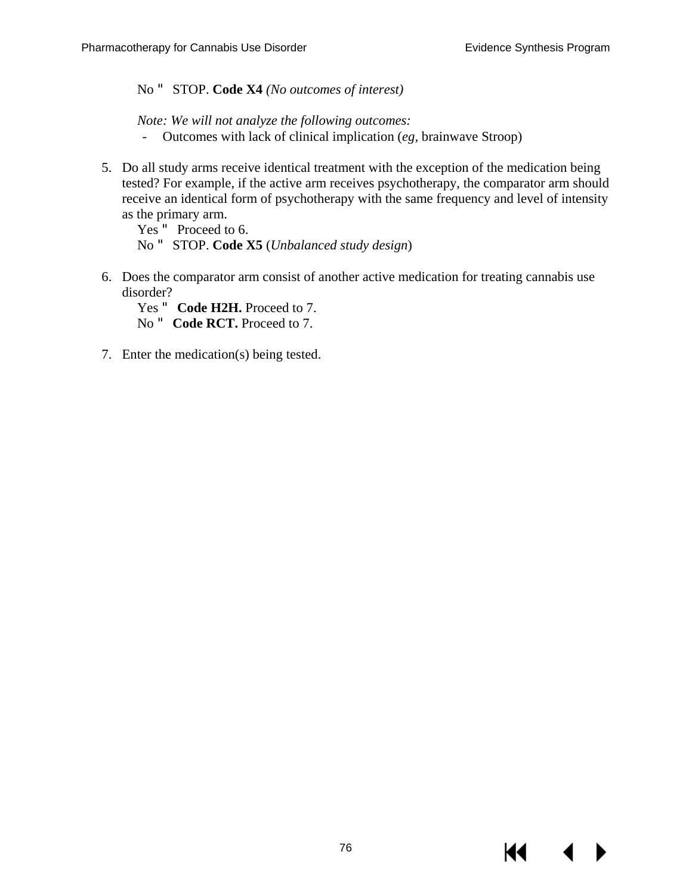No " STOP. **Code X4** *(No outcomes of interest)*

*Note: We will not analyze the following outcomes:*

- Outcomes with lack of clinical implication (*eg,* brainwave Stroop)

5. Do all study arms receive identical treatment with the exception of the medication being tested? For example, if the active arm receives psychotherapy, the comparator arm should receive an identical form of psychotherapy with the same frequency and level of intensity as the primary arm.

   Yes " Proceed to 6.

   No " STOP. **Code X5** (*Unbalanced study design*)

6. Does the comparator arm consist of another active medication for treating cannabis use disorder?

   Yes " **Code H2H.** Proceed to 7.

   No " **Code RCT.** Proceed to 7.

7. Enter the medication(s) being tested.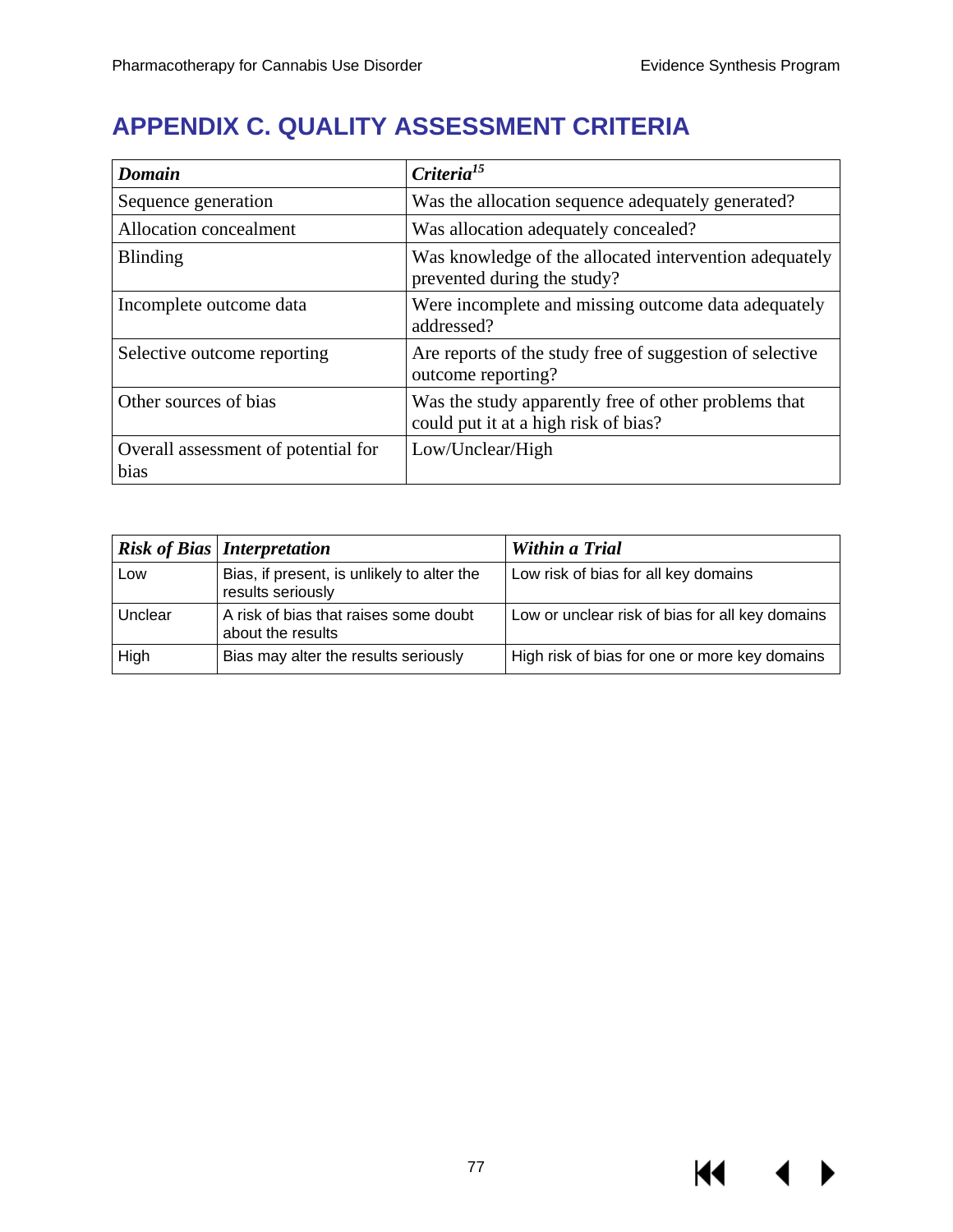# APPENDIX C. QUALITY ASSESSMENT CRITERIA

| ***Domain*** | ***Criteria***[15] |
|---|---|
| Sequence generation | Was the allocation sequence adequately generated? |
| Allocation concealment | Was allocation adequately concealed? |
| Blinding | Was knowledge of the allocated intervention adequately prevented during the study? |
| Incomplete outcome data | Were incomplete and missing outcome data adequately addressed? |
| Selective outcome reporting | Are reports of the study free of suggestion of selective outcome reporting? |
| Other sources of bias | Was the study apparently free of other problems that could put it at a high risk of bias? |
| Overall assessment of potential for bias | Low/Unclear/High |

| ***Risk of Bias*** | ***Interpretation*** | ***Within a Trial*** |
|---|---|---|
| Low | Bias, if present, is unlikely to alter the results seriously | Low risk of bias for all key domains |
| Unclear | A risk of bias that raises some doubt about the results | Low or unclear risk of bias for all key domains |
| High | Bias may alter the results seriously | High risk of bias for one or more key domains |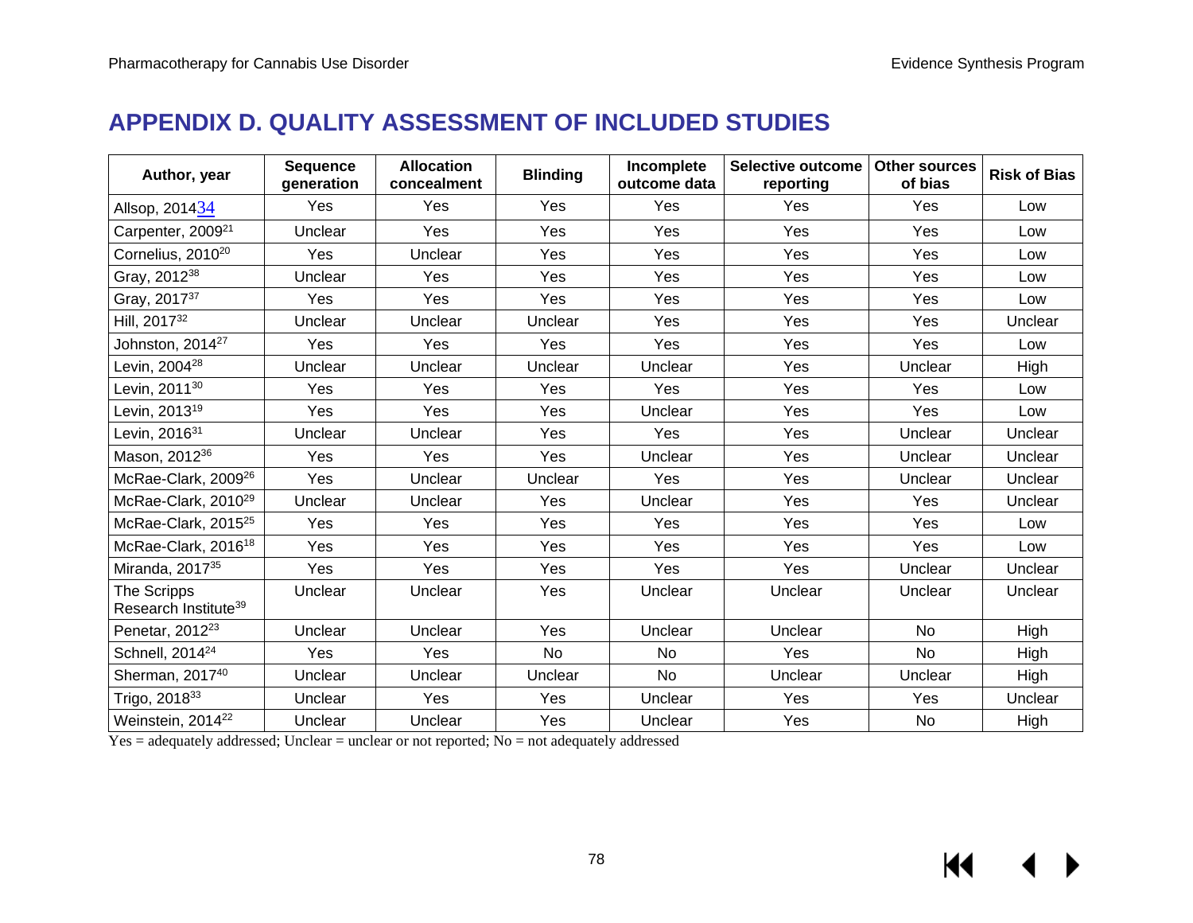# APPENDIX D. QUALITY ASSESSMENT OF INCLUDED STUDIES

| Author, year | Sequence generation | Allocation concealment | Blinding | Incomplete outcome data | Selective outcome reporting | Other sources of bias | Risk of Bias |
|---|---|---|---|---|---|---|---|
| Allsop, 2014[34] | Yes | Yes | Yes | Yes | Yes | Yes | Low |
| Carpenter, 2009[21] | Unclear | Yes | Yes | Yes | Yes | Yes | Low |
| Cornelius, 2010[20] | Yes | Unclear | Yes | Yes | Yes | Yes | Low |
| Gray, 2012[38] | Unclear | Yes | Yes | Yes | Yes | Yes | Low |
| Gray, 2017[37] | Yes | Yes | Yes | Yes | Yes | Yes | Low |
| Hill, 2017[32] | Unclear | Unclear | Unclear | Yes | Yes | Yes | Unclear |
| Johnston, 2014[27] | Yes | Yes | Yes | Yes | Yes | Yes | Low |
| Levin, 2004[28] | Unclear | Unclear | Unclear | Unclear | Yes | Unclear | High |
| Levin, 2011[30] | Yes | Yes | Yes | Yes | Yes | Yes | Low |
| Levin, 2013[19] | Yes | Yes | Yes | Unclear | Yes | Yes | Low |
| Levin, 2016[31] | Unclear | Unclear | Yes | Yes | Yes | Unclear | Unclear |
| Mason, 2012[36] | Yes | Yes | Yes | Unclear | Yes | Unclear | Unclear |
| McRae-Clark, 2009[26] | Yes | Unclear | Unclear | Yes | Yes | Unclear | Unclear |
| McRae-Clark, 2010[29] | Unclear | Unclear | Yes | Unclear | Yes | Yes | Unclear |
| McRae-Clark, 2015[25] | Yes | Yes | Yes | Yes | Yes | Yes | Low |
| McRae-Clark, 2016[18] | Yes | Yes | Yes | Yes | Yes | Yes | Low |
| Miranda, 2017[35] | Yes | Yes | Yes | Yes | Yes | Unclear | Unclear |
| The Scripps Research Institute[39] | Unclear | Unclear | Yes | Unclear | Unclear | Unclear | Unclear |
| Penetar, 2012[23] | Unclear | Unclear | Yes | Unclear | Unclear | No | High |
| Schnell, 2014[24] | Yes | Yes | No | No | Yes | No | High |
| Sherman, 2017[40] | Unclear | Unclear | Unclear | No | Unclear | Unclear | High |
| Trigo, 2018[33] | Unclear | Yes | Yes | Unclear | Yes | Yes | Unclear |
| Weinstein, 2014[22] | Unclear | Unclear | Yes | Unclear | Yes | No | High |

Yes = adequately addressed; Unclear = unclear or not reported; No = not adequately addressed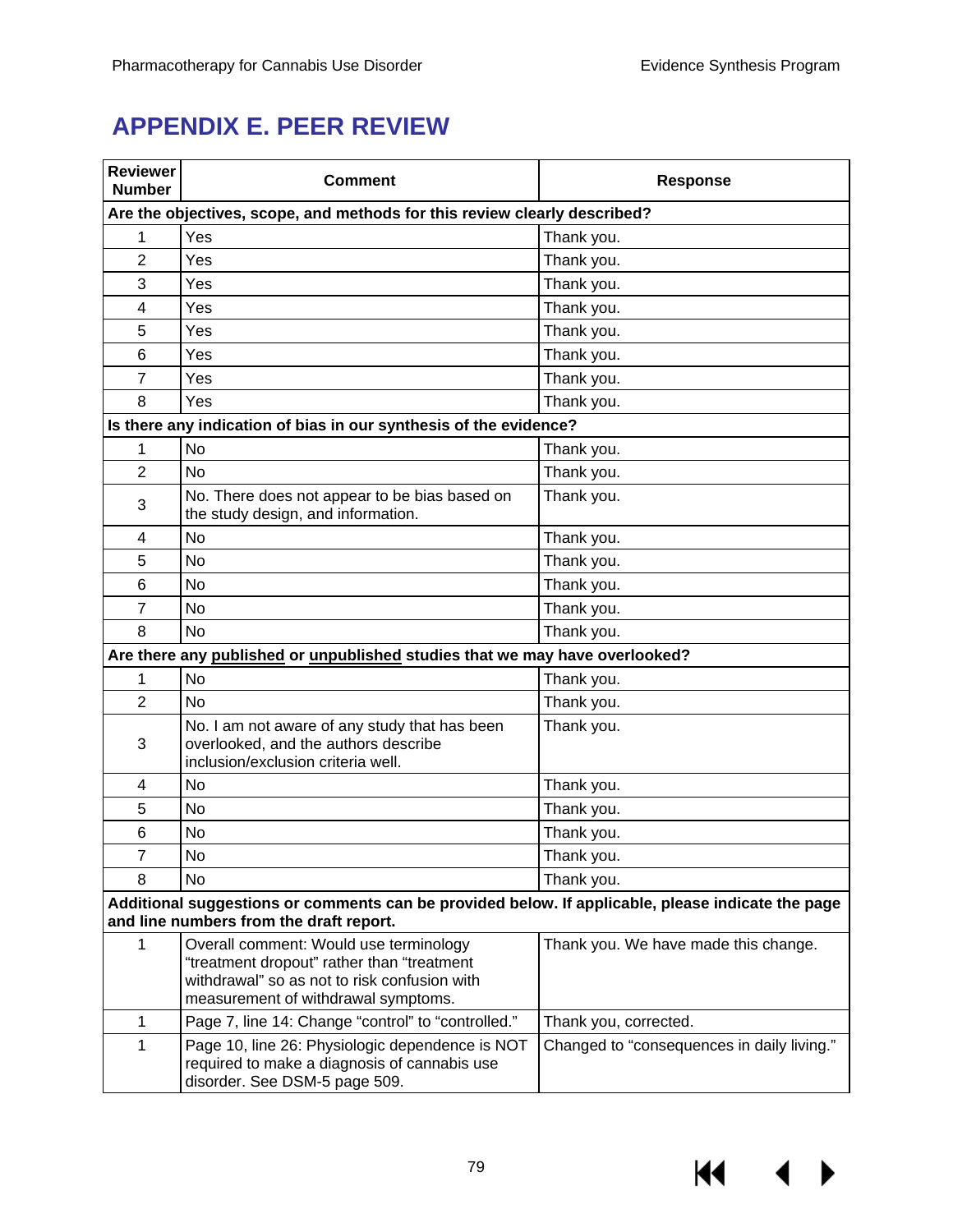# APPENDIX E. PEER REVIEW

| Reviewer Number | Comment | Response |
|---|---|---|
| **Are the objectives, scope, and methods for this review clearly described?** | | |
| 1 | Yes | Thank you. |
| 2 | Yes | Thank you. |
| 3 | Yes | Thank you. |
| 4 | Yes | Thank you. |
| 5 | Yes | Thank you. |
| 6 | Yes | Thank you. |
| 7 | Yes | Thank you. |
| 8 | Yes | Thank you. |
| **Is there any indication of bias in our synthesis of the evidence?** | | |
| 1 | No | Thank you. |
| 2 | No | Thank you. |
| 3 | No. There does not appear to be bias based on the study design, and information. | Thank you. |
| 4 | No | Thank you. |
| 5 | No | Thank you. |
| 6 | No | Thank you. |
| 7 | No | Thank you. |
| 8 | No | Thank you. |
| **Are there any published or unpublished studies that we may have overlooked?** | | |
| 1 | No | Thank you. |
| 2 | No | Thank you. |
| 3 | No. I am not aware of any study that has been overlooked, and the authors describe inclusion/exclusion criteria well. | Thank you. |
| 4 | No | Thank you. |
| 5 | No | Thank you. |
| 6 | No | Thank you. |
| 7 | No | Thank you. |
| 8 | No | Thank you. |
| **Additional suggestions or comments can be provided below. If applicable, please indicate the page and line numbers from the draft report.** | | |
| 1 | Overall comment: Would use terminology "treatment dropout" rather than "treatment withdrawal" so as not to risk confusion with measurement of withdrawal symptoms. | Thank you. We have made this change. |
| 1 | Page 7, line 14: Change "control" to "controlled." | Thank you, corrected. |
| 1 | Page 10, line 26: Physiologic dependence is NOT required to make a diagnosis of cannabis use disorder. See DSM-5 page 509. | Changed to "consequences in daily living." |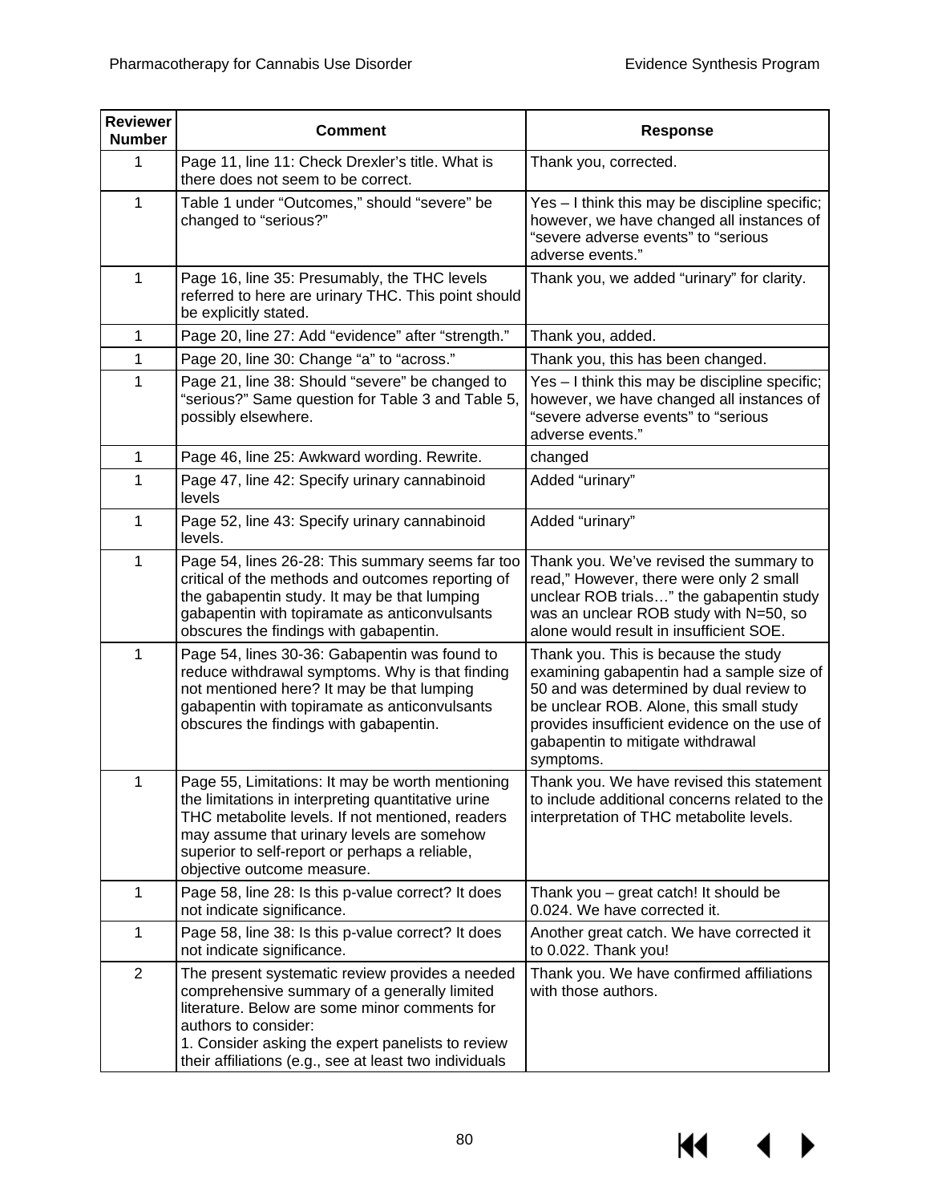| Reviewer Number | Comment | Response |
|---|---|---|
| 1 | Page 11, line 11: Check Drexler's title. What is there does not seem to be correct. | Thank you, corrected. |
| 1 | Table 1 under "Outcomes," should "severe" be changed to "serious?" | Yes – I think this may be discipline specific; however, we have changed all instances of "severe adverse events" to "serious adverse events." |
| 1 | Page 16, line 35: Presumably, the THC levels referred to here are urinary THC. This point should be explicitly stated. | Thank you, we added "urinary" for clarity. |
| 1 | Page 20, line 27: Add "evidence" after "strength." | Thank you, added. |
| 1 | Page 20, line 30: Change "a" to "across." | Thank you, this has been changed. |
| 1 | Page 21, line 38: Should "severe" be changed to "serious?" Same question for Table 3 and Table 5, possibly elsewhere. | Yes – I think this may be discipline specific; however, we have changed all instances of "severe adverse events" to "serious adverse events." |
| 1 | Page 46, line 25: Awkward wording. Rewrite. | changed |
| 1 | Page 47, line 42: Specify urinary cannabinoid levels | Added "urinary" |
| 1 | Page 52, line 43: Specify urinary cannabinoid levels. | Added "urinary" |
| 1 | Page 54, lines 26-28: This summary seems far too critical of the methods and outcomes reporting of the gabapentin study. It may be that lumping gabapentin with topiramate as anticonvulsants obscures the findings with gabapentin. | Thank you. We've revised the summary to read," However, there were only 2 small unclear ROB trials…" the gabapentin study was an unclear ROB study with N=50, so alone would result in insufficient SOE. |
| 1 | Page 54, lines 30-36: Gabapentin was found to reduce withdrawal symptoms. Why is that finding not mentioned here? It may be that lumping gabapentin with topiramate as anticonvulsants obscures the findings with gabapentin. | Thank you. This is because the study examining gabapentin had a sample size of 50 and was determined by dual review to be unclear ROB. Alone, this small study provides insufficient evidence on the use of gabapentin to mitigate withdrawal symptoms. |
| 1 | Page 55, Limitations: It may be worth mentioning the limitations in interpreting quantitative urine THC metabolite levels. If not mentioned, readers may assume that urinary levels are somehow superior to self-report or perhaps a reliable, objective outcome measure. | Thank you. We have revised this statement to include additional concerns related to the interpretation of THC metabolite levels. |
| 1 | Page 58, line 28: Is this p-value correct? It does not indicate significance. | Thank you – great catch! It should be 0.024. We have corrected it. |
| 1 | Page 58, line 38: Is this p-value correct? It does not indicate significance. | Another great catch. We have corrected it to 0.022. Thank you! |
| 2 | The present systematic review provides a needed comprehensive summary of a generally limited literature. Below are some minor comments for authors to consider:<br>1. Consider asking the expert panelists to review their affiliations (e.g., see at least two individuals | Thank you. We have confirmed affiliations with those authors. |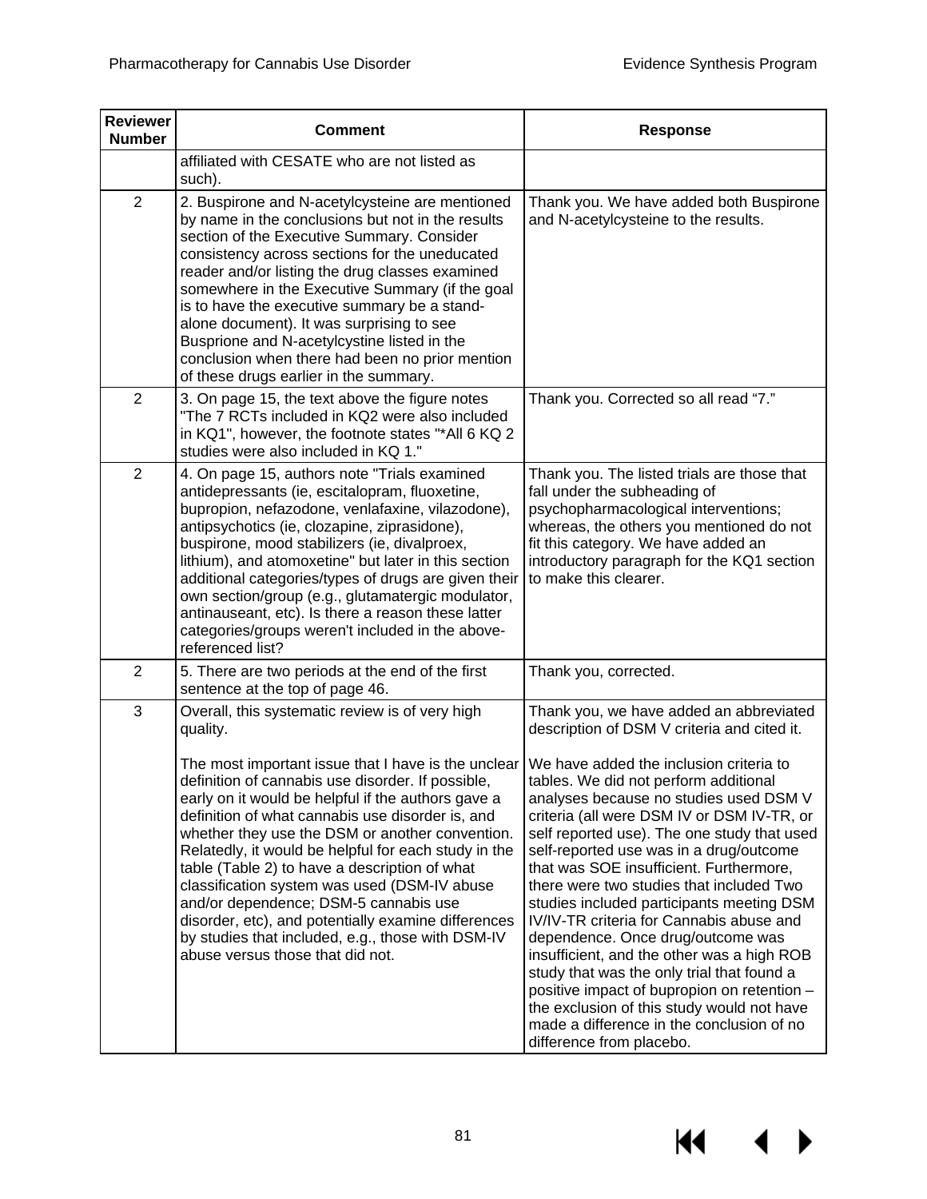| Reviewer Number | Comment | Response |
|---|---|---|
| | affiliated with CESATE who are not listed as such). | |
| 2 | 2. Buspirone and N-acetylcysteine are mentioned by name in the conclusions but not in the results section of the Executive Summary. Consider consistency across sections for the uneducated reader and/or listing the drug classes examined somewhere in the Executive Summary (if the goal is to have the executive summary be a stand-alone document). It was surprising to see Busprione and N-acetylcystine listed in the conclusion when there had been no prior mention of these drugs earlier in the summary. | Thank you. We have added both Buspirone and N-acetylcysteine to the results. |
| 2 | 3. On page 15, the text above the figure notes "The 7 RCTs included in KQ2 were also included in KQ1", however, the footnote states "*All 6 KQ 2 studies were also included in KQ 1." | Thank you. Corrected so all read "7." |
| 2 | 4. On page 15, authors note "Trials examined antidepressants (ie, escitalopram, fluoxetine, bupropion, nefazodone, venlafaxine, vilazodone), antipsychotics (ie, clozapine, ziprasidone), buspirone, mood stabilizers (ie, divalproex, lithium), and atomoxetine" but later in this section additional categories/types of drugs are given their own section/group (e.g., glutamatergic modulator, antinauseant, etc). Is there a reason these latter categories/groups weren't included in the above-referenced list? | Thank you. The listed trials are those that fall under the subheading of psychopharmacological interventions; whereas, the others you mentioned do not fit this category. We have added an introductory paragraph for the KQ1 section to make this clearer. |
| 2 | 5. There are two periods at the end of the first sentence at the top of page 46. | Thank you, corrected. |
| 3 | Overall, this systematic review is of very high quality.<br><br>The most important issue that I have is the unclear definition of cannabis use disorder. If possible, early on it would be helpful if the authors gave a definition of what cannabis use disorder is, and whether they use the DSM or another convention. Relatedly, it would be helpful for each study in the table (Table 2) to have a description of what classification system was used (DSM-IV abuse and/or dependence; DSM-5 cannabis use disorder, etc), and potentially examine differences by studies that included, e.g., those with DSM-IV abuse versus those that did not. | Thank you, we have added an abbreviated description of DSM V criteria and cited it.<br><br>We have added the inclusion criteria to tables. We did not perform additional analyses because no studies used DSM V criteria (all were DSM IV or DSM IV-TR, or self reported use). The one study that used self-reported use was in a drug/outcome that was SOE insufficient. Furthermore, there were two studies that included Two studies included participants meeting DSM IV/IV-TR criteria for Cannabis abuse and dependence. Once drug/outcome was insufficient, and the other was a high ROB study that was the only trial that found a positive impact of bupropion on retention – the exclusion of this study would not have made a difference in the conclusion of no difference from placebo. |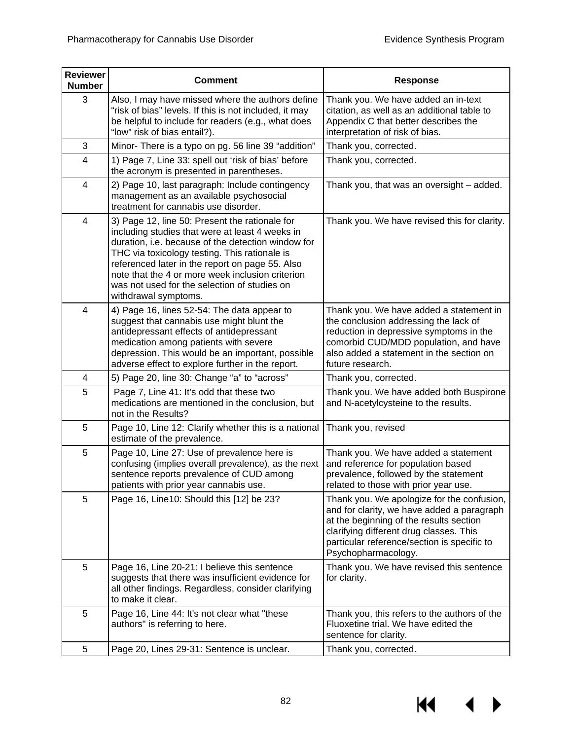| Reviewer Number | Comment | Response |
| --- | --- | --- |
| 3 | Also, I may have missed where the authors define "risk of bias" levels. If this is not included, it may be helpful to include for readers (e.g., what does "low" risk of bias entail?). | Thank you. We have added an in-text citation, as well as an additional table to Appendix C that better describes the interpretation of risk of bias. |
| 3 | Minor- There is a typo on pg. 56 line 39 "addition" | Thank you, corrected. |
| 4 | 1) Page 7, Line 33: spell out 'risk of bias' before the acronym is presented in parentheses. | Thank you, corrected. |
| 4 | 2) Page 10, last paragraph: Include contingency management as an available psychosocial treatment for cannabis use disorder. | Thank you, that was an oversight – added. |
| 4 | 3) Page 12, line 50: Present the rationale for including studies that were at least 4 weeks in duration, i.e. because of the detection window for THC via toxicology testing. This rationale is referenced later in the report on page 55. Also note that the 4 or more week inclusion criterion was not used for the selection of studies on withdrawal symptoms. | Thank you. We have revised this for clarity. |
| 4 | 4) Page 16, lines 52-54: The data appear to suggest that cannabis use might blunt the antidepressant effects of antidepressant medication among patients with severe depression. This would be an important, possible adverse effect to explore further in the report. | Thank you. We have added a statement in the conclusion addressing the lack of reduction in depressive symptoms in the comorbid CUD/MDD population, and have also added a statement in the section on future research. |
| 4 | 5) Page 20, line 30: Change "a" to "across" | Thank you, corrected. |
| 5 | Page 7, Line 41: It's odd that these two medications are mentioned in the conclusion, but not in the Results? | Thank you. We have added both Buspirone and N-acetylcysteine to the results. |
| 5 | Page 10, Line 12: Clarify whether this is a national estimate of the prevalence. | Thank you, revised |
| 5 | Page 10, Line 27: Use of prevalence here is confusing (implies overall prevalence), as the next sentence reports prevalence of CUD among patients with prior year cannabis use. | Thank you. We have added a statement and reference for population based prevalence, followed by the statement related to those with prior year use. |
| 5 | Page 16, Line10: Should this [12] be 23? | Thank you. We apologize for the confusion, and for clarity, we have added a paragraph at the beginning of the results section clarifying different drug classes. This particular reference/section is specific to Psychopharmacology. |
| 5 | Page 16, Line 20-21: I believe this sentence suggests that there was insufficient evidence for all other findings. Regardless, consider clarifying to make it clear. | Thank you. We have revised this sentence for clarity. |
| 5 | Page 16, Line 44: It's not clear what "these authors" is referring to here. | Thank you, this refers to the authors of the Fluoxetine trial. We have edited the sentence for clarity. |
| 5 | Page 20, Lines 29-31: Sentence is unclear. | Thank you, corrected. |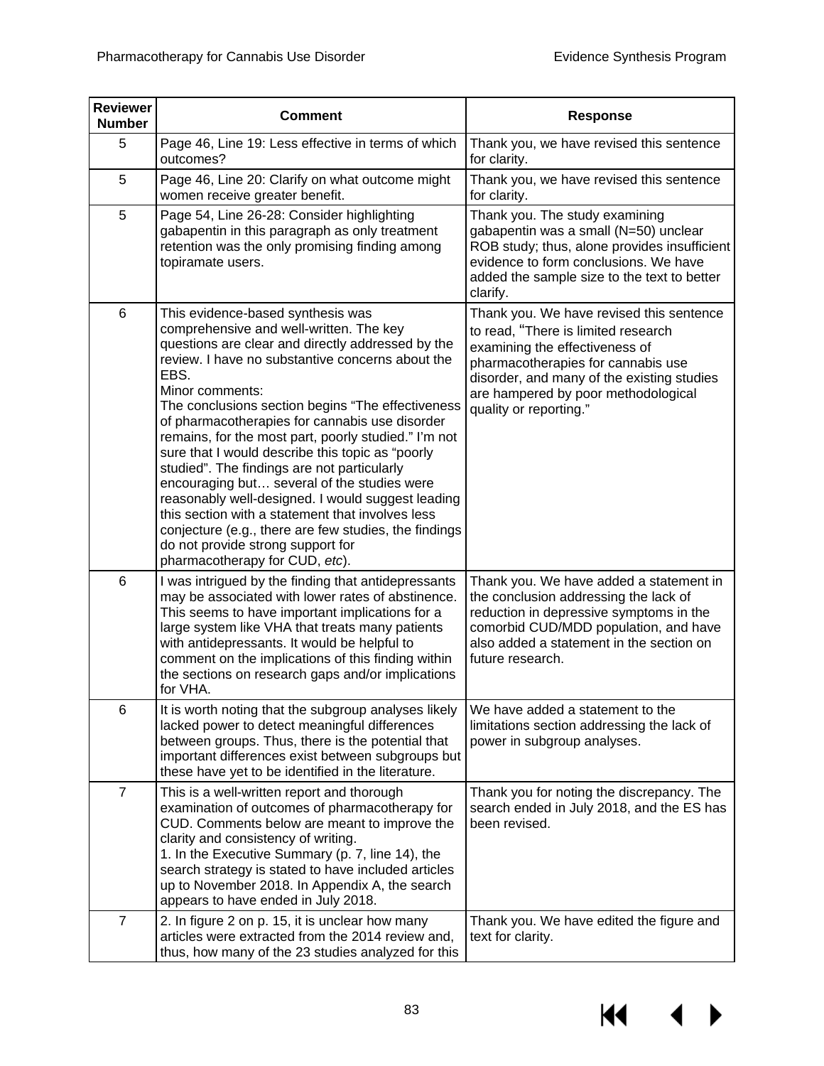| Reviewer Number | Comment | Response |
|---|---|---|
| 5 | Page 46, Line 19: Less effective in terms of which outcomes? | Thank you, we have revised this sentence for clarity. |
| 5 | Page 46, Line 20: Clarify on what outcome might women receive greater benefit. | Thank you, we have revised this sentence for clarity. |
| 5 | Page 54, Line 26-28: Consider highlighting gabapentin in this paragraph as only treatment retention was the only promising finding among topiramate users. | Thank you. The study examining gabapentin was a small (N=50) unclear ROB study; thus, alone provides insufficient evidence to form conclusions. We have added the sample size to the text to better clarify. |
| 6 | This evidence-based synthesis was comprehensive and well-written. The key questions are clear and directly addressed by the review. I have no substantive concerns about the EBS.<br>Minor comments:<br>The conclusions section begins "The effectiveness of pharmacotherapies for cannabis use disorder remains, for the most part, poorly studied." I'm not sure that I would describe this topic as "poorly studied". The findings are not particularly encouraging but… several of the studies were reasonably well-designed. I would suggest leading this section with a statement that involves less conjecture (e.g., there are few studies, the findings do not provide strong support for pharmacotherapy for CUD, *etc*). | Thank you. We have revised this sentence to read, "There is limited research examining the effectiveness of pharmacotherapies for cannabis use disorder, and many of the existing studies are hampered by poor methodological quality or reporting." |
| 6 | I was intrigued by the finding that antidepressants may be associated with lower rates of abstinence. This seems to have important implications for a large system like VHA that treats many patients with antidepressants. It would be helpful to comment on the implications of this finding within the sections on research gaps and/or implications for VHA. | Thank you. We have added a statement in the conclusion addressing the lack of reduction in depressive symptoms in the comorbid CUD/MDD population, and have also added a statement in the section on future research. |
| 6 | It is worth noting that the subgroup analyses likely lacked power to detect meaningful differences between groups. Thus, there is the potential that important differences exist between subgroups but these have yet to be identified in the literature. | We have added a statement to the limitations section addressing the lack of power in subgroup analyses. |
| 7 | This is a well-written report and thorough examination of outcomes of pharmacotherapy for CUD. Comments below are meant to improve the clarity and consistency of writing.<br>1. In the Executive Summary (p. 7, line 14), the search strategy is stated to have included articles up to November 2018. In Appendix A, the search appears to have ended in July 2018. | Thank you for noting the discrepancy. The search ended in July 2018, and the ES has been revised. |
| 7 | 2. In figure 2 on p. 15, it is unclear how many articles were extracted from the 2014 review and, thus, how many of the 23 studies analyzed for this | Thank you. We have edited the figure and text for clarity. |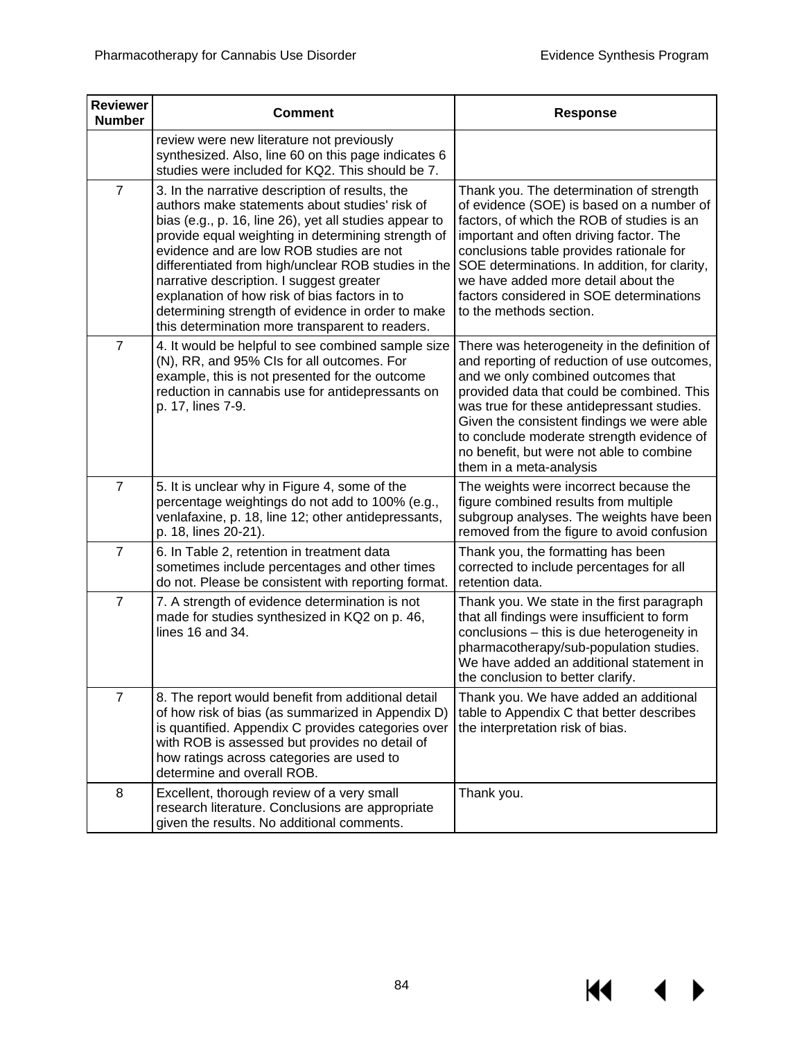| Reviewer Number | Comment | Response |
|---|---|---|
| | review were new literature not previously synthesized. Also, line 60 on this page indicates 6 studies were included for KQ2. This should be 7. | |
| 7 | 3. In the narrative description of results, the authors make statements about studies' risk of bias (e.g., p. 16, line 26), yet all studies appear to provide equal weighting in determining strength of evidence and are low ROB studies are not differentiated from high/unclear ROB studies in the narrative description. I suggest greater explanation of how risk of bias factors in to determining strength of evidence in order to make this determination more transparent to readers. | Thank you. The determination of strength of evidence (SOE) is based on a number of factors, of which the ROB of studies is an important and often driving factor. The conclusions table provides rationale for SOE determinations. In addition, for clarity, we have added more detail about the factors considered in SOE determinations to the methods section. |
| 7 | 4. It would be helpful to see combined sample size (N), RR, and 95% CIs for all outcomes. For example, this is not presented for the outcome reduction in cannabis use for antidepressants on p. 17, lines 7-9. | There was heterogeneity in the definition of and reporting of reduction of use outcomes, and we only combined outcomes that provided data that could be combined. This was true for these antidepressant studies. Given the consistent findings we were able to conclude moderate strength evidence of no benefit, but were not able to combine them in a meta-analysis |
| 7 | 5. It is unclear why in Figure 4, some of the percentage weightings do not add to 100% (e.g., venlafaxine, p. 18, line 12; other antidepressants, p. 18, lines 20-21). | The weights were incorrect because the figure combined results from multiple subgroup analyses. The weights have been removed from the figure to avoid confusion |
| 7 | 6. In Table 2, retention in treatment data sometimes include percentages and other times do not. Please be consistent with reporting format. | Thank you, the formatting has been corrected to include percentages for all retention data. |
| 7 | 7. A strength of evidence determination is not made for studies synthesized in KQ2 on p. 46, lines 16 and 34. | Thank you. We state in the first paragraph that all findings were insufficient to form conclusions – this is due heterogeneity in pharmacotherapy/sub-population studies. We have added an additional statement in the conclusion to better clarify. |
| 7 | 8. The report would benefit from additional detail of how risk of bias (as summarized in Appendix D) is quantified. Appendix C provides categories over with ROB is assessed but provides no detail of how ratings across categories are used to determine and overall ROB. | Thank you. We have added an additional table to Appendix C that better describes the interpretation risk of bias. |
| 8 | Excellent, thorough review of a very small research literature. Conclusions are appropriate given the results. No additional comments. | Thank you. |